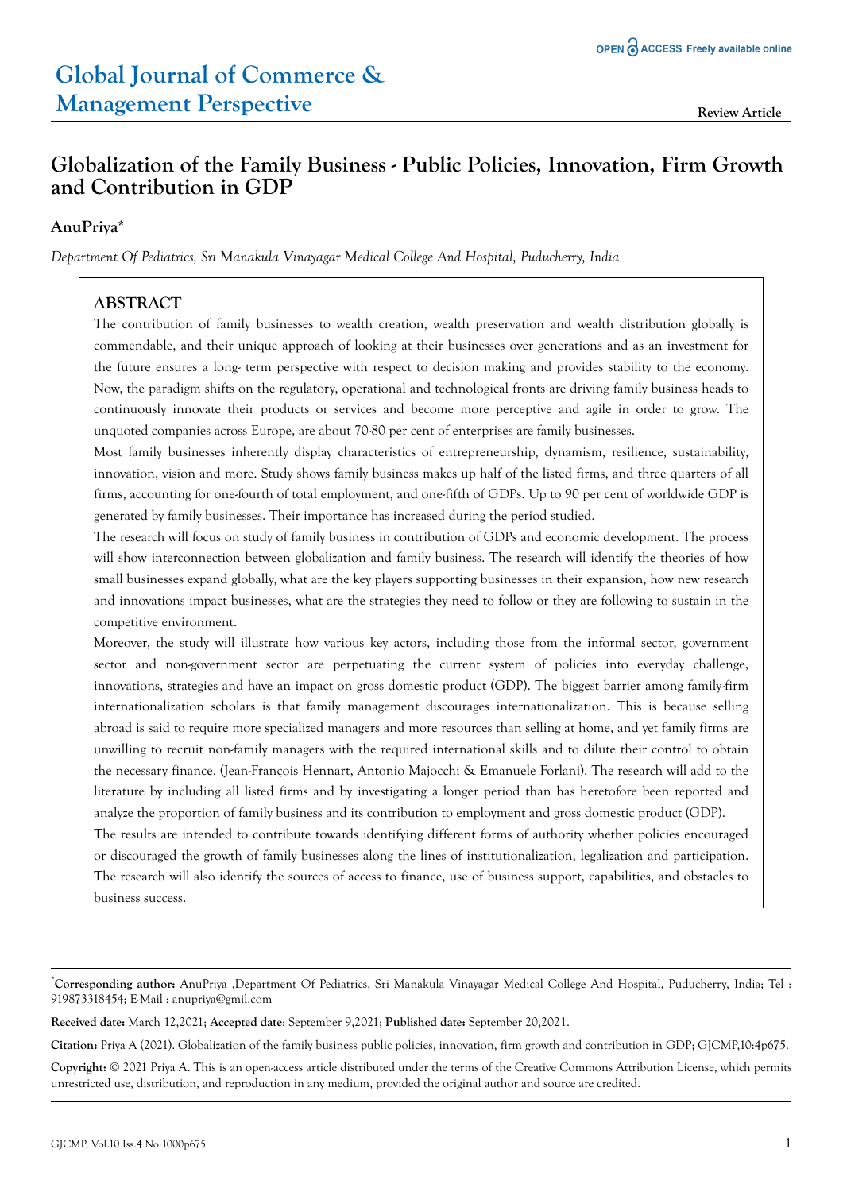# Global Journal of Commerce & Management Perspective

**Review Article**

## Globalization of the Family Business - Public Policies, Innovation, Firm Growth and Contribution in GDP

**AnuPriya***

*Department Of Pediatrics, Sri Manakula Vinayagar Medical College And Hospital, Puducherry, India*

### ABSTRACT

The contribution of family businesses to wealth creation, wealth preservation and wealth distribution globally is commendable, and their unique approach of looking at their businesses over generations and as an investment for the future ensures a long- term perspective with respect to decision making and provides stability to the economy. Now, the paradigm shifts on the regulatory, operational and technological fronts are driving family business heads to continuously innovate their products or services and become more perceptive and agile in order to grow. The unquoted companies across Europe, are about 70-80 per cent of enterprises are family businesses.

Most family businesses inherently display characteristics of entrepreneurship, dynamism, resilience, sustainability, innovation, vision and more. Study shows family business makes up half of the listed firms, and three quarters of all firms, accounting for one-fourth of total employment, and one-fifth of GDPs. Up to 90 per cent of worldwide GDP is generated by family businesses. Their importance has increased during the period studied.

The research will focus on study of family business in contribution of GDPs and economic development. The process will show interconnection between globalization and family business. The research will identify the theories of how small businesses expand globally, what are the key players supporting businesses in their expansion, how new research and innovations impact businesses, what are the strategies they need to follow or they are following to sustain in the competitive environment.

Moreover, the study will illustrate how various key actors, including those from the informal sector, government sector and non-government sector are perpetuating the current system of policies into everyday challenge, innovations, strategies and have an impact on gross domestic product (GDP). The biggest barrier among family-firm internationalization scholars is that family management discourages internationalization. This is because selling abroad is said to require more specialized managers and more resources than selling at home, and yet family firms are unwilling to recruit non-family managers with the required international skills and to dilute their control to obtain the necessary finance. (Jean-François Hennart, Antonio Majocchi & Emanuele Forlani). The research will add to the literature by including all listed firms and by investigating a longer period than has heretofore been reported and analyze the proportion of family business and its contribution to employment and gross domestic product (GDP).

The results are intended to contribute towards identifying different forms of authority whether policies encouraged or discouraged the growth of family businesses along the lines of institutionalization, legalization and participation. The research will also identify the sources of access to finance, use of business support, capabilities, and obstacles to business success.

---

***Corresponding author:** AnuPriya ,Department Of Pediatrics, Sri Manakula Vinayagar Medical College And Hospital, Puducherry, India; Tel : 919873318454; E-Mail : anupriya@gmil.com

**Received date:** March 12,2021; **Accepted date**: September 9,2021; **Published date:** September 20,2021.

**Citation:** Priya A (2021). Globalization of the family business public policies, innovation, firm growth and contribution in GDP; GJCMP,10:4p675.

**Copyright:** © 2021 Priya A. This is an open-access article distributed under the terms of the Creative Commons Attribution License, which permits unrestricted use, distribution, and reproduction in any medium, provided the original author and source are credited.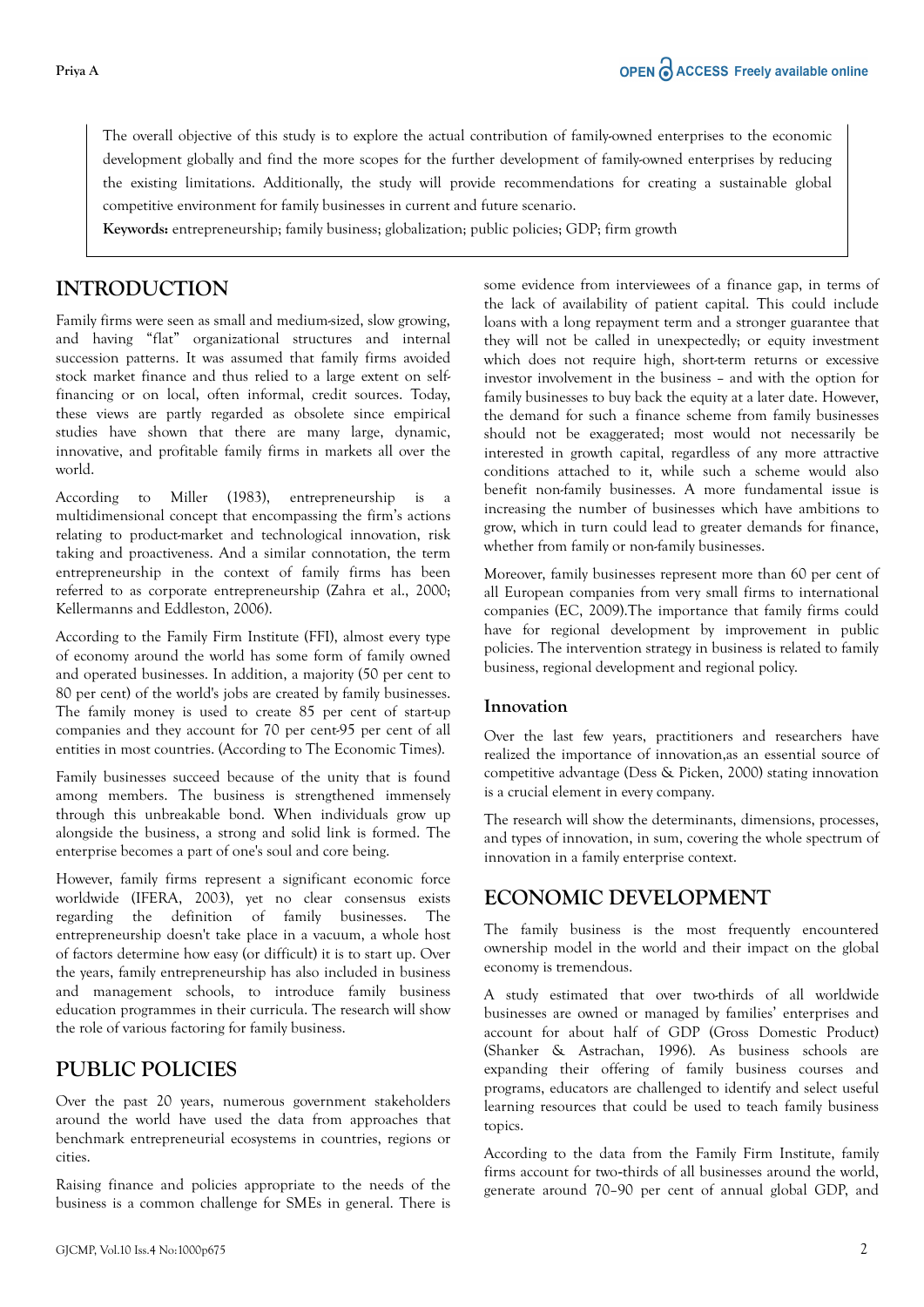The overall objective of this study is to explore the actual contribution of family-owned enterprises to the economic development globally and find the more scopes for the further development of family-owned enterprises by reducing the existing limitations. Additionally, the study will provide recommendations for creating a sustainable global competitive environment for family businesses in current and future scenario.

**Keywords:** entrepreneurship; family business; globalization; public policies; GDP; firm growth

## INTRODUCTION

Family firms were seen as small and medium-sized, slow growing, and having "flat" organizational structures and internal succession patterns. It was assumed that family firms avoided stock market finance and thus relied to a large extent on self-financing or on local, often informal, credit sources. Today, these views are partly regarded as obsolete since empirical studies have shown that there are many large, dynamic, innovative, and profitable family firms in markets all over the world.

According to Miller (1983), entrepreneurship is a multidimensional concept that encompassing the firm's actions relating to product-market and technological innovation, risk taking and proactiveness. And a similar connotation, the term entrepreneurship in the context of family firms has been referred to as corporate entrepreneurship (Zahra et al., 2000; Kellermanns and Eddleston, 2006).

According to the Family Firm Institute (FFI), almost every type of economy around the world has some form of family owned and operated businesses. In addition, a majority (50 per cent to 80 per cent) of the world's jobs are created by family businesses. The family money is used to create 85 per cent of start-up companies and they account for 70 per cent-95 per cent of all entities in most countries. (According to The Economic Times).

Family businesses succeed because of the unity that is found among members. The business is strengthened immensely through this unbreakable bond. When individuals grow up alongside the business, a strong and solid link is formed. The enterprise becomes a part of one's soul and core being.

However, family firms represent a significant economic force worldwide (IFERA, 2003), yet no clear consensus exists regarding the definition of family businesses. The entrepreneurship doesn't take place in a vacuum, a whole host of factors determine how easy (or difficult) it is to start up. Over the years, family entrepreneurship has also included in business and management schools, to introduce family business education programmes in their curricula. The research will show the role of various factoring for family business.

## PUBLIC POLICIES

Over the past 20 years, numerous government stakeholders around the world have used the data from approaches that benchmark entrepreneurial ecosystems in countries, regions or cities.

Raising finance and policies appropriate to the needs of the business is a common challenge for SMEs in general. There is some evidence from interviewees of a finance gap, in terms of the lack of availability of patient capital. This could include loans with a long repayment term and a stronger guarantee that they will not be called in unexpectedly; or equity investment which does not require high, short-term returns or excessive investor involvement in the business – and with the option for family businesses to buy back the equity at a later date. However, the demand for such a finance scheme from family businesses should not be exaggerated; most would not necessarily be interested in growth capital, regardless of any more attractive conditions attached to it, while such a scheme would also benefit non-family businesses. A more fundamental issue is increasing the number of businesses which have ambitions to grow, which in turn could lead to greater demands for finance, whether from family or non-family businesses.

Moreover, family businesses represent more than 60 per cent of all European companies from very small firms to international companies (EC, 2009).The importance that family firms could have for regional development by improvement in public policies. The intervention strategy in business is related to family business, regional development and regional policy.

### Innovation

Over the last few years, practitioners and researchers have realized the importance of innovation,as an essential source of competitive advantage (Dess & Picken, 2000) stating innovation is a crucial element in every company.

The research will show the determinants, dimensions, processes, and types of innovation, in sum, covering the whole spectrum of innovation in a family enterprise context.

## ECONOMIC DEVELOPMENT

The family business is the most frequently encountered ownership model in the world and their impact on the global economy is tremendous.

A study estimated that over two-thirds of all worldwide businesses are owned or managed by families' enterprises and account for about half of GDP (Gross Domestic Product) (Shanker & Astrachan, 1996). As business schools are expanding their offering of family business courses and programs, educators are challenged to identify and select useful learning resources that could be used to teach family business topics.

According to the data from the Family Firm Institute, family firms account for two-thirds of all businesses around the world, generate around 70–90 per cent of annual global GDP, and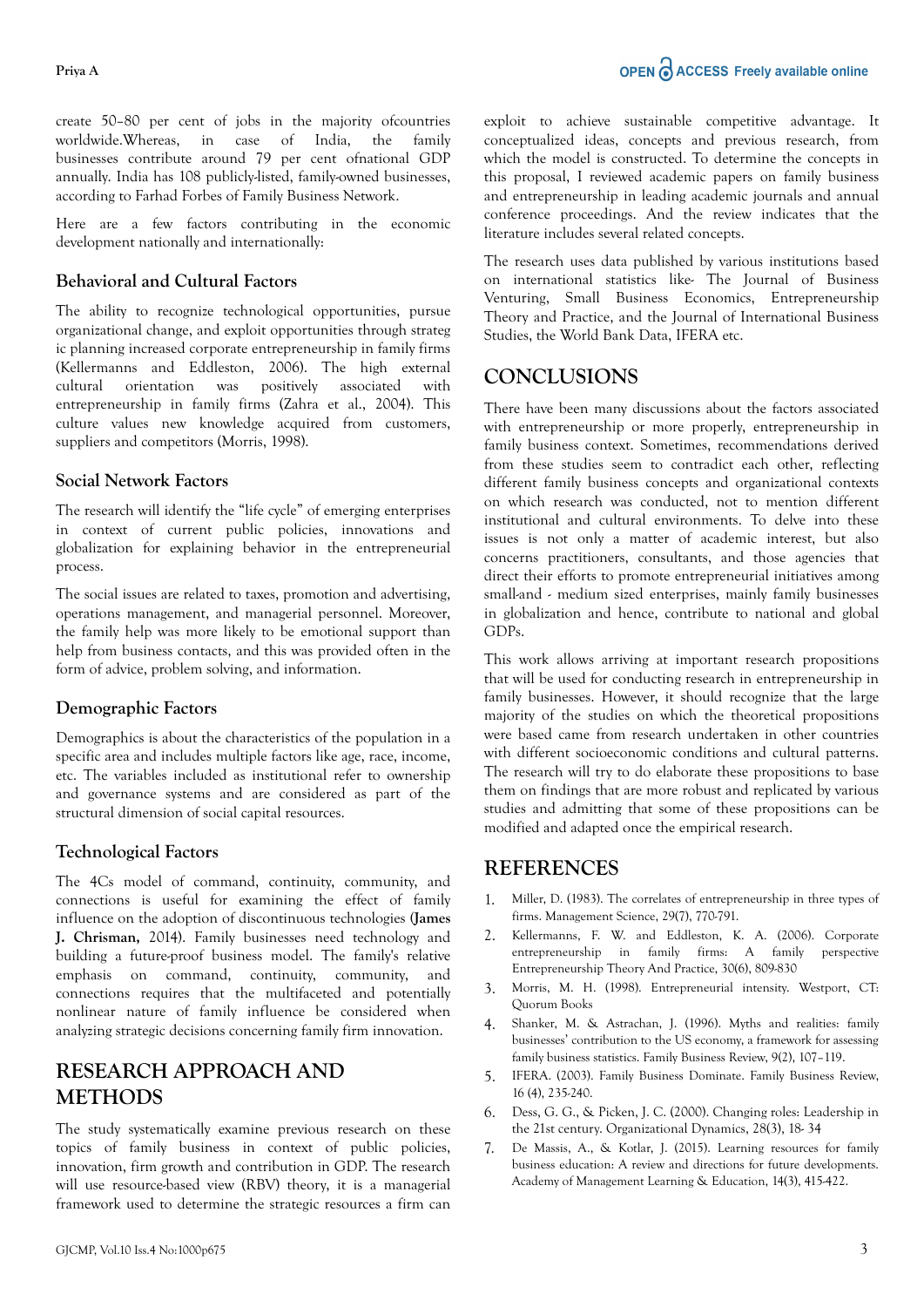create 50–80 per cent of jobs in the majority ofcountries worldwide.Whereas, in case of India, the family businesses contribute around 79 per cent ofnational GDP annually. India has 108 publicly-listed, family-owned businesses, according to Farhad Forbes of Family Business Network.

Here are a few factors contributing in the economic development nationally and internationally:

### Behavioral and Cultural Factors

The ability to recognize technological opportunities, pursue organizational change, and exploit opportunities through strateg ic planning increased corporate entrepreneurship in family firms (Kellermanns and Eddleston, 2006). The high external cultural orientation was positively associated with entrepreneurship in family firms (Zahra et al., 2004). This culture values new knowledge acquired from customers, suppliers and competitors (Morris, 1998).

### Social Network Factors

The research will identify the "life cycle" of emerging enterprises in context of current public policies, innovations and globalization for explaining behavior in the entrepreneurial process.

The social issues are related to taxes, promotion and advertising, operations management, and managerial personnel. Moreover, the family help was more likely to be emotional support than help from business contacts, and this was provided often in the form of advice, problem solving, and information.

### Demographic Factors

Demographics is about the characteristics of the population in a specific area and includes multiple factors like age, race, income, etc. The variables included as institutional refer to ownership and governance systems and are considered as part of the structural dimension of social capital resources.

### Technological Factors

The 4Cs model of command, continuity, community, and connections is useful for examining the effect of family influence on the adoption of discontinuous technologies (**James J. Chrisman,** 2014). Family businesses need technology and building a future-proof business model. The family's relative emphasis on command, continuity, community, and connections requires that the multifaceted and potentially nonlinear nature of family influence be considered when analyzing strategic decisions concerning family firm innovation.

## RESEARCH APPROACH AND METHODS

The study systematically examine previous research on these topics of family business in context of public policies, innovation, firm growth and contribution in GDP. The research will use resource-based view (RBV) theory, it is a managerial framework used to determine the strategic resources a firm can exploit to achieve sustainable competitive advantage. It conceptualized ideas, concepts and previous research, from which the model is constructed. To determine the concepts in this proposal, I reviewed academic papers on family business and entrepreneurship in leading academic journals and annual conference proceedings. And the review indicates that the literature includes several related concepts.

The research uses data published by various institutions based on international statistics like- The Journal of Business Venturing, Small Business Economics, Entrepreneurship Theory and Practice, and the Journal of International Business Studies, the World Bank Data, IFERA etc.

## CONCLUSIONS

There have been many discussions about the factors associated with entrepreneurship or more properly, entrepreneurship in family business context. Sometimes, recommendations derived from these studies seem to contradict each other, reflecting different family business concepts and organizational contexts on which research was conducted, not to mention different institutional and cultural environments. To delve into these issues is not only a matter of academic interest, but also concerns practitioners, consultants, and those agencies that direct their efforts to promote entrepreneurial initiatives among small-and - medium sized enterprises, mainly family businesses in globalization and hence, contribute to national and global GDPs.

This work allows arriving at important research propositions that will be used for conducting research in entrepreneurship in family businesses. However, it should recognize that the large majority of the studies on which the theoretical propositions were based came from research undertaken in other countries with different socioeconomic conditions and cultural patterns. The research will try to do elaborate these propositions to base them on findings that are more robust and replicated by various studies and admitting that some of these propositions can be modified and adapted once the empirical research.

## REFERENCES

1. Miller, D. (1983). The correlates of entrepreneurship in three types of firms. Management Science, 29(7), 770-791.
2. Kellermanns, F. W. and Eddleston, K. A. (2006). Corporate entrepreneurship in family firms: A family perspective Entrepreneurship Theory And Practice, 30(6), 809-830
3. Morris, M. H. (1998). Entrepreneurial intensity. Westport, CT: Quorum Books
4. Shanker, M. & Astrachan, J. (1996). Myths and realities: family businesses' contribution to the US economy, a framework for assessing family business statistics. Family Business Review, 9(2), 107–119.
5. IFERA. (2003). Family Business Dominate. Family Business Review, 16 (4), 235-240.
6. Dess, G. G., & Picken, J. C. (2000). Changing roles: Leadership in the 21st century. Organizational Dynamics, 28(3), 18- 34
7. De Massis, A., & Kotlar, J. (2015). Learning resources for family business education: A review and directions for future developments. Academy of Management Learning & Education, 14(3), 415-422.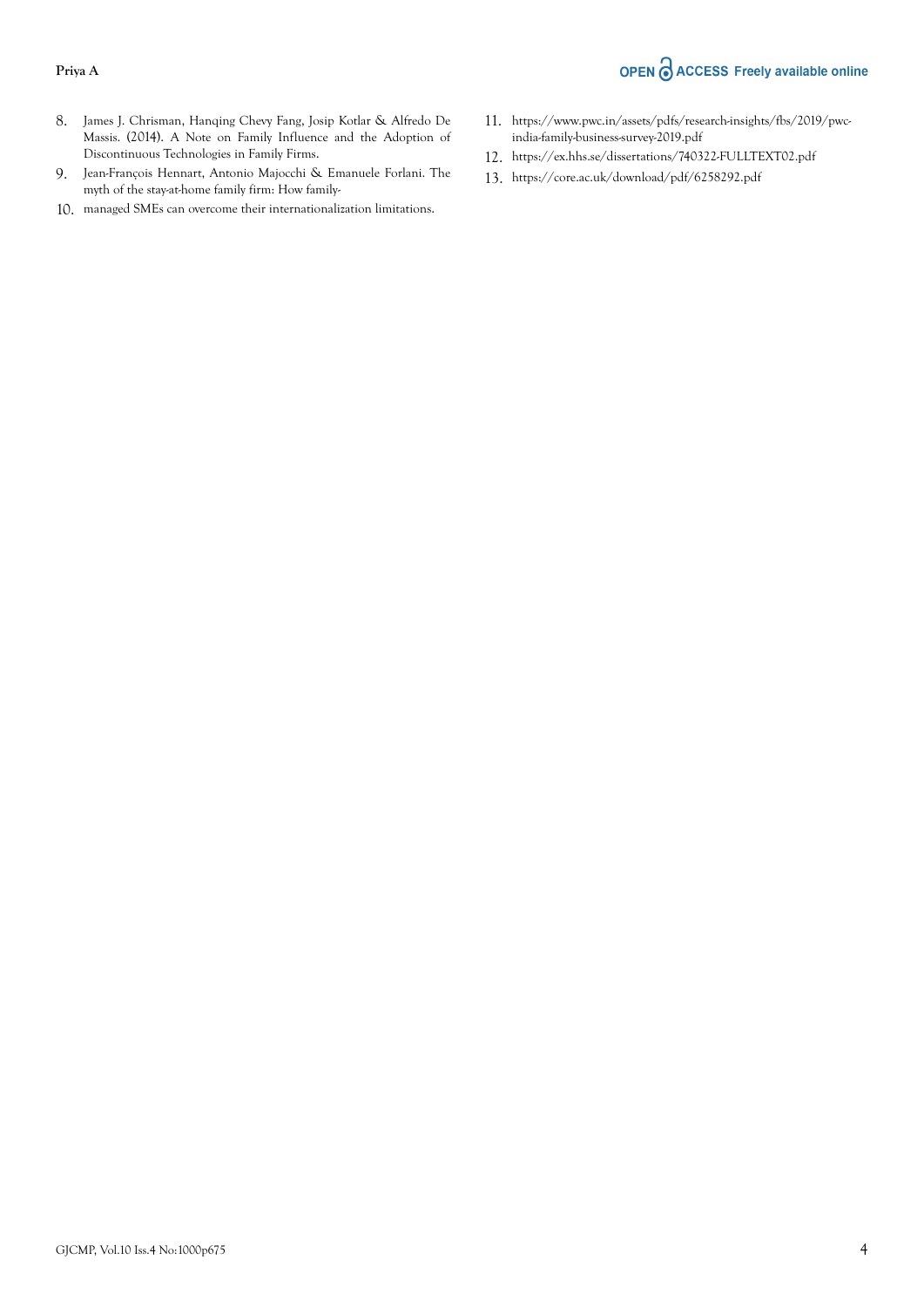8. James J. Chrisman, Hanqing Chevy Fang, Josip Kotlar & Alfredo De Massis. (2014). A Note on Family Influence and the Adoption of Discontinuous Technologies in Family Firms.
9. Jean-François Hennart, Antonio Majocchi & Emanuele Forlani. The myth of the stay-at-home family firm: How family-
10. managed SMEs can overcome their internationalization limitations.
11. https://www.pwc.in/assets/pdfs/research-insights/fbs/2019/pwc-india-family-business-survey-2019.pdf
12. https://ex.hhs.se/dissertations/740322-FULLTEXT02.pdf
13. https://core.ac.uk/download/pdf/6258292.pdf